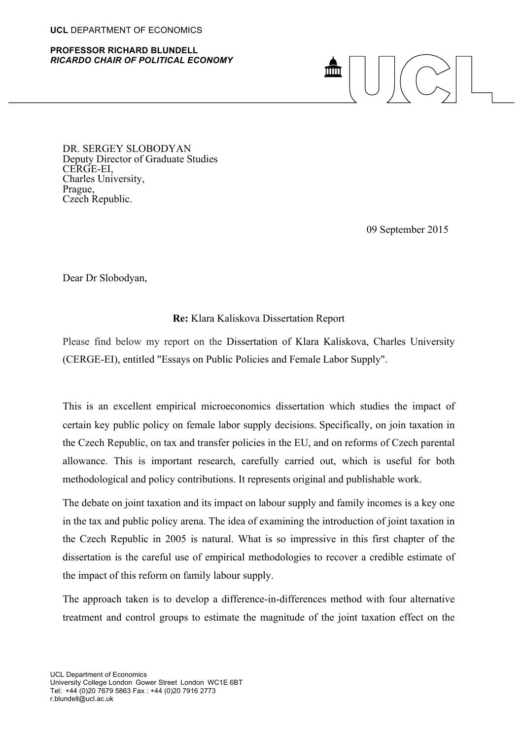**UCL** DEPARTMENT OF ECONOMICS

**PROFESSOR RICHARD BLUNDELL**
***RICARDO CHAIR OF POLITICAL ECONOMY***

DR. SERGEY SLOBODYAN
Deputy Director of Graduate Studies
CERGE-EI,
Charles University,
Prague,
Czech Republic.

09 September 2015

Dear Dr Slobodyan,

**Re:** Klara Kaliskova Dissertation Report

Please find below my report on the Dissertation of Klara Kaliskova, Charles University (CERGE-EI), entitled "Essays on Public Policies and Female Labor Supply".

This is an excellent empirical microeconomics dissertation which studies the impact of certain key public policy on female labor supply decisions. Specifically, on join taxation in the Czech Republic, on tax and transfer policies in the EU, and on reforms of Czech parental allowance. This is important research, carefully carried out, which is useful for both methodological and policy contributions. It represents original and publishable work.

The debate on joint taxation and its impact on labour supply and family incomes is a key one in the tax and public policy arena. The idea of examining the introduction of joint taxation in the Czech Republic in 2005 is natural. What is so impressive in this first chapter of the dissertation is the careful use of empirical methodologies to recover a credible estimate of the impact of this reform on family labour supply.

The approach taken is to develop a difference-in-differences method with four alternative treatment and control groups to estimate the magnitude of the joint taxation effect on the

UCL Department of Economics
University College London Gower Street London WC1E 6BT
Tel: +44 (0)20 7679 5863 Fax : +44 (0)20 7916 2773
r.blundell@ucl.ac.uk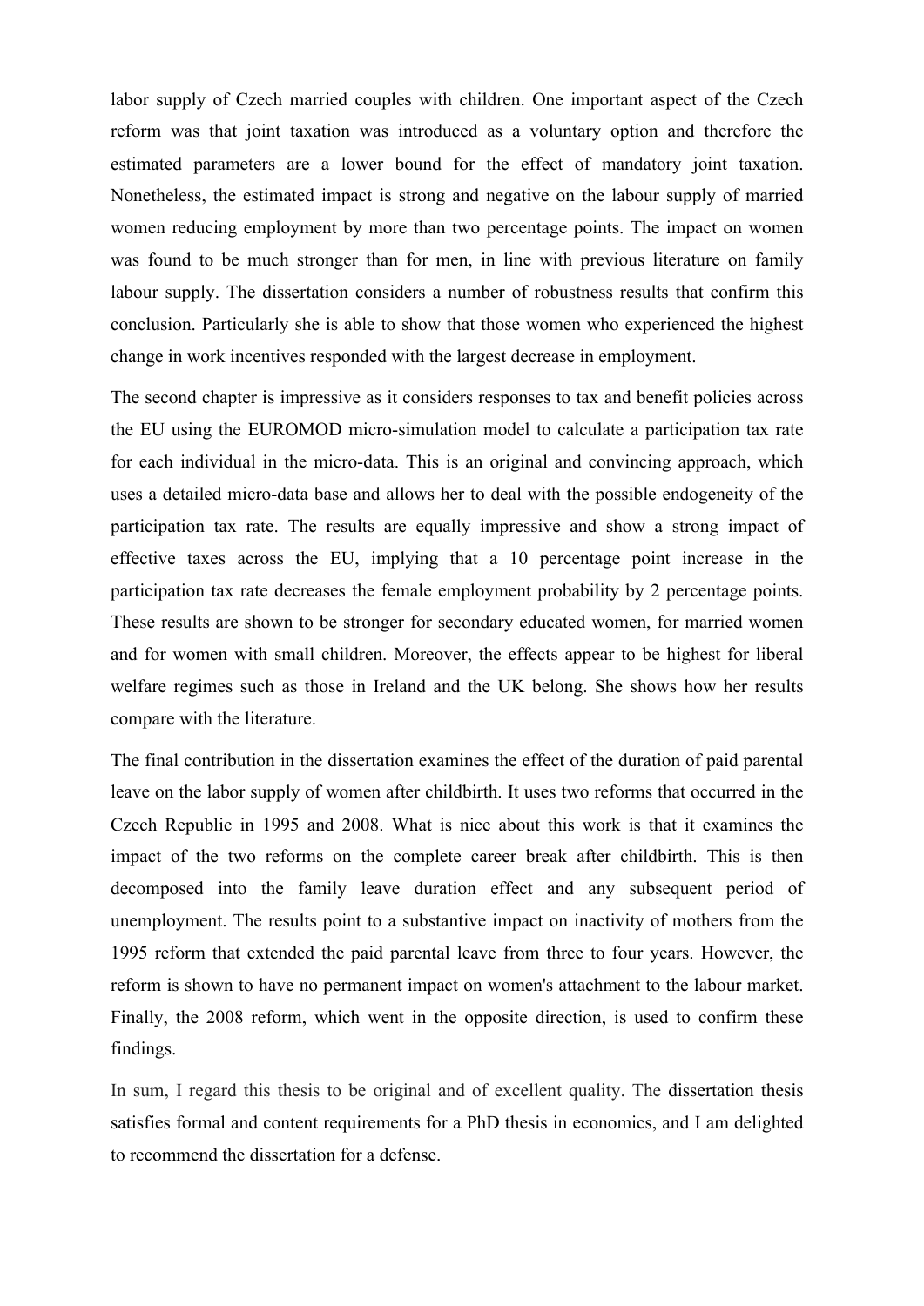labor supply of Czech married couples with children. One important aspect of the Czech reform was that joint taxation was introduced as a voluntary option and therefore the estimated parameters are a lower bound for the effect of mandatory joint taxation. Nonetheless, the estimated impact is strong and negative on the labour supply of married women reducing employment by more than two percentage points. The impact on women was found to be much stronger than for men, in line with previous literature on family labour supply. The dissertation considers a number of robustness results that confirm this conclusion. Particularly she is able to show that those women who experienced the highest change in work incentives responded with the largest decrease in employment.

The second chapter is impressive as it considers responses to tax and benefit policies across the EU using the EUROMOD micro-simulation model to calculate a participation tax rate for each individual in the micro-data. This is an original and convincing approach, which uses a detailed micro-data base and allows her to deal with the possible endogeneity of the participation tax rate. The results are equally impressive and show a strong impact of effective taxes across the EU, implying that a 10 percentage point increase in the participation tax rate decreases the female employment probability by 2 percentage points. These results are shown to be stronger for secondary educated women, for married women and for women with small children. Moreover, the effects appear to be highest for liberal welfare regimes such as those in Ireland and the UK belong. She shows how her results compare with the literature.

The final contribution in the dissertation examines the effect of the duration of paid parental leave on the labor supply of women after childbirth. It uses two reforms that occurred in the Czech Republic in 1995 and 2008. What is nice about this work is that it examines the impact of the two reforms on the complete career break after childbirth. This is then decomposed into the family leave duration effect and any subsequent period of unemployment. The results point to a substantive impact on inactivity of mothers from the 1995 reform that extended the paid parental leave from three to four years. However, the reform is shown to have no permanent impact on women's attachment to the labour market. Finally, the 2008 reform, which went in the opposite direction, is used to confirm these findings.

In sum, I regard this thesis to be original and of excellent quality. The dissertation thesis satisfies formal and content requirements for a PhD thesis in economics, and I am delighted to recommend the dissertation for a defense.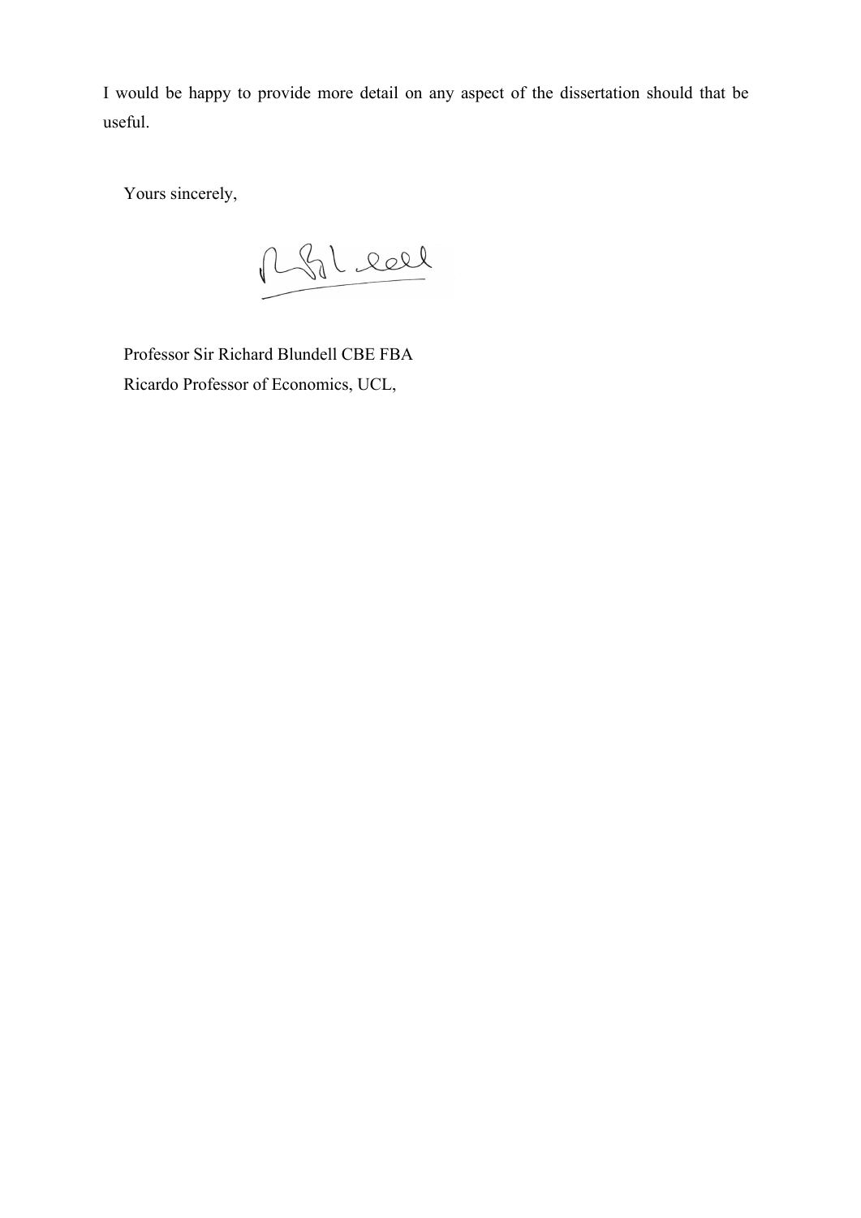I would be happy to provide more detail on any aspect of the dissertation should that be useful.

Yours sincerely,

Professor Sir Richard Blundell CBE FBA
Ricardo Professor of Economics, UCL,